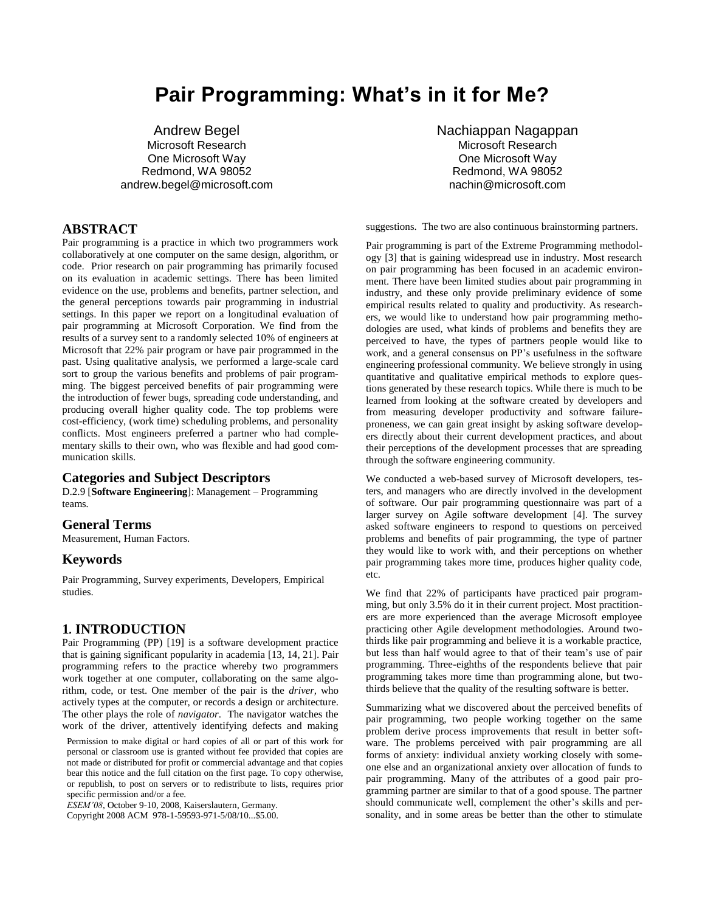# Pair Programming: What's in it for Me?

Andrew Begel
Microsoft Research
One Microsoft Way
Redmond, WA 98052
andrew.begel@microsoft.com

Nachiappan Nagappan
Microsoft Research
One Microsoft Way
Redmond, WA 98052
nachin@microsoft.com

## ABSTRACT

Pair programming is a practice in which two programmers work collaboratively at one computer on the same design, algorithm, or code. Prior research on pair programming has primarily focused on its evaluation in academic settings. There has been limited evidence on the use, problems and benefits, partner selection, and the general perceptions towards pair programming in industrial settings. In this paper we report on a longitudinal evaluation of pair programming at Microsoft Corporation. We find from the results of a survey sent to a randomly selected 10% of engineers at Microsoft that 22% pair program or have pair programmed in the past. Using qualitative analysis, we performed a large-scale card sort to group the various benefits and problems of pair programming. The biggest perceived benefits of pair programming were the introduction of fewer bugs, spreading code understanding, and producing overall higher quality code. The top problems were cost-efficiency, (work time) scheduling problems, and personality conflicts. Most engineers preferred a partner who had complementary skills to their own, who was flexible and had good communication skills.

### Categories and Subject Descriptors

D.2.9 [**Software Engineering**]: Management – Programming teams.

### General Terms

Measurement, Human Factors.

### Keywords

Pair Programming, Survey experiments, Developers, Empirical studies.

## 1. INTRODUCTION

Pair Programming (PP) [19] is a software development practice that is gaining significant popularity in academia [13, 14, 21]. Pair programming refers to the practice whereby two programmers work together at one computer, collaborating on the same algorithm, code, or test. One member of the pair is the *driver*, who actively types at the computer, or records a design or architecture. The other plays the role of *navigator*. The navigator watches the work of the driver, attentively identifying defects and making suggestions. The two are also continuous brainstorming partners.

Permission to make digital or hard copies of all or part of this work for personal or classroom use is granted without fee provided that copies are not made or distributed for profit or commercial advantage and that copies bear this notice and the full citation on the first page. To copy otherwise, or republish, to post on servers or to redistribute to lists, requires prior specific permission and/or a fee.
*ESEM'08*, October 9-10, 2008, Kaiserslautern, Germany.
Copyright 2008 ACM 978-1-59593-971-5/08/10...$5.00.

Pair programming is part of the Extreme Programming methodology [3] that is gaining widespread use in industry. Most research on pair programming has been focused in an academic environment. There have been limited studies about pair programming in industry, and these only provide preliminary evidence of some empirical results related to quality and productivity. As researchers, we would like to understand how pair programming methodologies are used, what kinds of problems and benefits they are perceived to have, the types of partners people would like to work, and a general consensus on PP's usefulness in the software engineering professional community. We believe strongly in using quantitative and qualitative empirical methods to explore questions generated by these research topics. While there is much to be learned from looking at the software created by developers and from measuring developer productivity and software failure-proneness, we can gain great insight by asking software developers directly about their current development practices, and about their perceptions of the development processes that are spreading through the software engineering community.

We conducted a web-based survey of Microsoft developers, testers, and managers who are directly involved in the development of software. Our pair programming questionnaire was part of a larger survey on Agile software development [4]. The survey asked software engineers to respond to questions on perceived problems and benefits of pair programming, the type of partner they would like to work with, and their perceptions on whether pair programming takes more time, produces higher quality code, etc.

We find that 22% of participants have practiced pair programming, but only 3.5% do it in their current project. Most practitioners are more experienced than the average Microsoft employee practicing other Agile development methodologies. Around two-thirds like pair programming and believe it is a workable practice, but less than half would agree to that of their team's use of pair programming. Three-eighths of the respondents believe that pair programming takes more time than programming alone, but two-thirds believe that the quality of the resulting software is better.

Summarizing what we discovered about the perceived benefits of pair programming, two people working together on the same problem derive process improvements that result in better software. The problems perceived with pair programming are all forms of anxiety: individual anxiety working closely with someone else and an organizational anxiety over allocation of funds to pair programming. Many of the attributes of a good pair programming partner are similar to that of a good spouse. The partner should communicate well, complement the other's skills and personality, and in some areas be better than the other to stimulate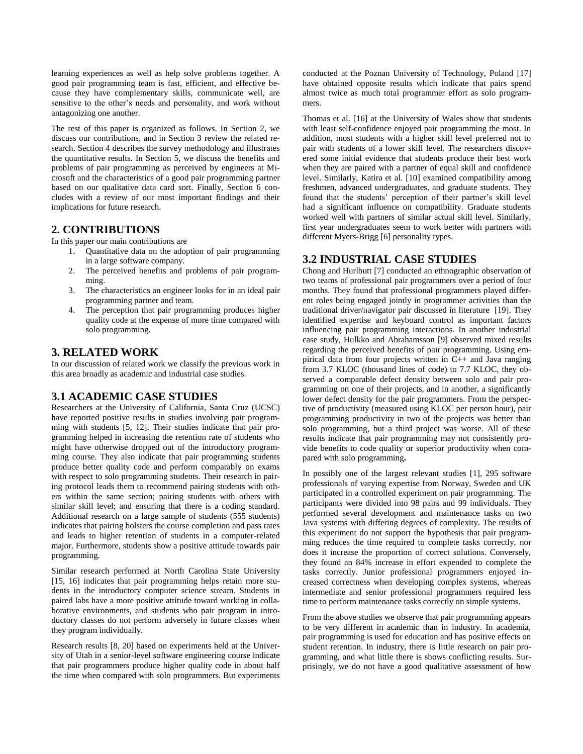learning experiences as well as help solve problems together. A good pair programming team is fast, efficient, and effective because they have complementary skills, communicate well, are sensitive to the other's needs and personality, and work without antagonizing one another.

The rest of this paper is organized as follows. In Section 2, we discuss our contributions, and in Section 3 review the related research. Section 4 describes the survey methodology and illustrates the quantitative results. In Section 5, we discuss the benefits and problems of pair programming as perceived by engineers at Microsoft and the characteristics of a good pair programming partner based on our qualitative data card sort. Finally, Section 6 concludes with a review of our most important findings and their implications for future research.

## 2. CONTRIBUTIONS

In this paper our main contributions are

1. Quantitative data on the adoption of pair programming in a large software company.
2. The perceived benefits and problems of pair programming.
3. The characteristics an engineer looks for in an ideal pair programming partner and team.
4. The perception that pair programming produces higher quality code at the expense of more time compared with solo programming.

## 3. RELATED WORK

In our discussion of related work we classify the previous work in this area broadly as academic and industrial case studies.

### 3.1 ACADEMIC CASE STUDIES

Researchers at the University of California, Santa Cruz (UCSC) have reported positive results in studies involving pair programming with students [5, 12]. Their studies indicate that pair programming helped in increasing the retention rate of students who might have otherwise dropped out of the introductory programming course. They also indicate that pair programming students produce better quality code and perform comparably on exams with respect to solo programming students. Their research in pairing protocol leads them to recommend pairing students with others within the same section; pairing students with others with similar skill level; and ensuring that there is a coding standard. Additional research on a large sample of students (555 students) indicates that pairing bolsters the course completion and pass rates and leads to higher retention of students in a computer-related major. Furthermore, students show a positive attitude towards pair programming.

Similar research performed at North Carolina State University [15, 16] indicates that pair programming helps retain more students in the introductory computer science stream. Students in paired labs have a more positive attitude toward working in collaborative environments, and students who pair program in introductory classes do not perform adversely in future classes when they program individually.

Research results [8, 20] based on experiments held at the University of Utah in a senior-level software engineering course indicate that pair programmers produce higher quality code in about half the time when compared with solo programmers. But experiments conducted at the Poznan University of Technology, Poland [17] have obtained opposite results which indicate that pairs spend almost twice as much total programmer effort as solo programmers.

Thomas et al. [16] at the University of Wales show that students with least self-confidence enjoyed pair programming the most. In addition, most students with a higher skill level preferred not to pair with students of a lower skill level. The researchers discovered some initial evidence that students produce their best work when they are paired with a partner of equal skill and confidence level. Similarly, Katira et al. [10] examined compatibility among freshmen, advanced undergraduates, and graduate students. They found that the students' perception of their partner's skill level had a significant influence on compatibility. Graduate students worked well with partners of similar actual skill level. Similarly, first year undergraduates seem to work better with partners with different Myers-Brigg [6] personality types.

### 3.2 INDUSTRIAL CASE STUDIES

Chong and Hurlbutt [7] conducted an ethnographic observation of two teams of professional pair programmers over a period of four months. They found that professional programmers played different roles being engaged jointly in programmer activities than the traditional driver/navigator pair discussed in literature [19]. They identified expertise and keyboard control as important factors influencing pair programming interactions. In another industrial case study, Hulkko and Abrahamsson [9] observed mixed results regarding the perceived benefits of pair programming. Using empirical data from four projects written in C++ and Java ranging from 3.7 KLOC (thousand lines of code) to 7.7 KLOC, they observed a comparable defect density between solo and pair programming on one of their projects, and in another, a significantly lower defect density for the pair programmers. From the perspective of productivity (measured using KLOC per person hour), pair programming productivity in two of the projects was better than solo programming, but a third project was worse. All of these results indicate that pair programming may not consistently provide benefits to code quality or superior productivity when compared with solo programming**.**

In possibly one of the largest relevant studies [1], 295 software professionals of varying expertise from Norway, Sweden and UK participated in a controlled experiment on pair programming. The participants were divided into 98 pairs and 99 individuals. They performed several development and maintenance tasks on two Java systems with differing degrees of complexity. The results of this experiment do not support the hypothesis that pair programming reduces the time required to complete tasks correctly, nor does it increase the proportion of correct solutions. Conversely, they found an 84% increase in effort expended to complete the tasks correctly. Junior professional programmers enjoyed increased correctness when developing complex systems, whereas intermediate and senior professional programmers required less time to perform maintenance tasks correctly on simple systems.

From the above studies we observe that pair programming appears to be very different in academic than in industry. In academia, pair programming is used for education and has positive effects on student retention. In industry, there is little research on pair programming, and what little there is shows conflicting results. Surprisingly, we do not have a good qualitative assessment of how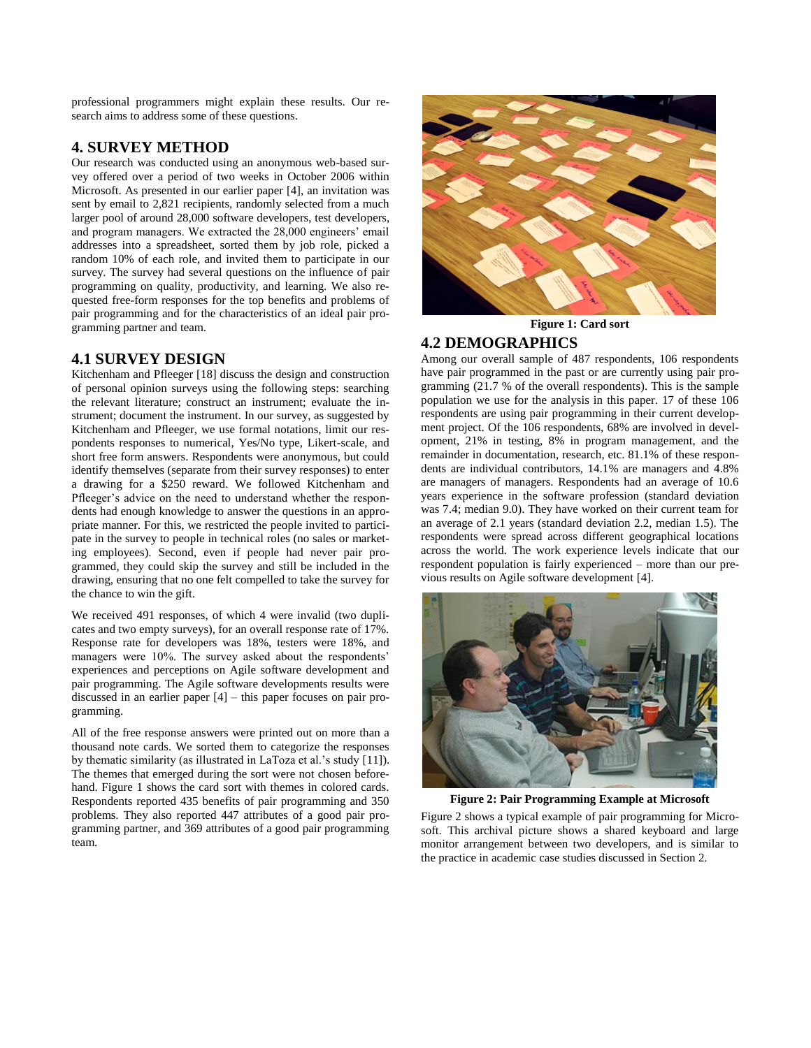professional programmers might explain these results. Our research aims to address some of these questions.

## 4. SURVEY METHOD

Our research was conducted using an anonymous web-based survey offered over a period of two weeks in October 2006 within Microsoft. As presented in our earlier paper [4], an invitation was sent by email to 2,821 recipients, randomly selected from a much larger pool of around 28,000 software developers, test developers, and program managers. We extracted the 28,000 engineers' email addresses into a spreadsheet, sorted them by job role, picked a random 10% of each role, and invited them to participate in our survey. The survey had several questions on the influence of pair programming on quality, productivity, and learning. We also requested free-form responses for the top benefits and problems of pair programming and for the characteristics of an ideal pair programming partner and team.

### 4.1 SURVEY DESIGN

Kitchenham and Pfleeger [18] discuss the design and construction of personal opinion surveys using the following steps: searching the relevant literature; construct an instrument; evaluate the instrument; document the instrument. In our survey, as suggested by Kitchenham and Pfleeger, we use formal notations, limit our respondents responses to numerical, Yes/No type, Likert-scale, and short free form answers. Respondents were anonymous, but could identify themselves (separate from their survey responses) to enter a drawing for a $250 reward. We followed Kitchenham and Pfleeger's advice on the need to understand whether the respondents had enough knowledge to answer the questions in an appropriate manner. For this, we restricted the people invited to participate in the survey to people in technical roles (no sales or marketing employees). Second, even if people had never pair programmed, they could skip the survey and still be included in the drawing, ensuring that no one felt compelled to take the survey for the chance to win the gift.

We received 491 responses, of which 4 were invalid (two duplicates and two empty surveys), for an overall response rate of 17%. Response rate for developers was 18%, testers were 18%, and managers were 10%. The survey asked about the respondents' experiences and perceptions on Agile software development and pair programming. The Agile software developments results were discussed in an earlier paper [4] – this paper focuses on pair programming.

All of the free response answers were printed out on more than a thousand note cards. We sorted them to categorize the responses by thematic similarity (as illustrated in LaToza et al.'s study [11]). The themes that emerged during the sort were not chosen beforehand. Figure 1 shows the card sort with themes in colored cards. Respondents reported 435 benefits of pair programming and 350 problems. They also reported 447 attributes of a good pair programming partner, and 369 attributes of a good pair programming team.

**Figure 1: Card sort**

### 4.2 DEMOGRAPHICS

Among our overall sample of 487 respondents, 106 respondents have pair programmed in the past or are currently using pair programming (21.7 % of the overall respondents). This is the sample population we use for the analysis in this paper. 17 of these 106 respondents are using pair programming in their current development project. Of the 106 respondents, 68% are involved in development, 21% in testing, 8% in program management, and the remainder in documentation, research, etc. 81.1% of these respondents are individual contributors, 14.1% are managers and 4.8% are managers of managers. Respondents had an average of 10.6 years experience in the software profession (standard deviation was 7.4; median 9.0). They have worked on their current team for an average of 2.1 years (standard deviation 2.2, median 1.5). The respondents were spread across different geographical locations across the world. The work experience levels indicate that our respondent population is fairly experienced – more than our previous results on Agile software development [4].

**Figure 2: Pair Programming Example at Microsoft**

Figure 2 shows a typical example of pair programming for Microsoft. This archival picture shows a shared keyboard and large monitor arrangement between two developers, and is similar to the practice in academic case studies discussed in Section 2.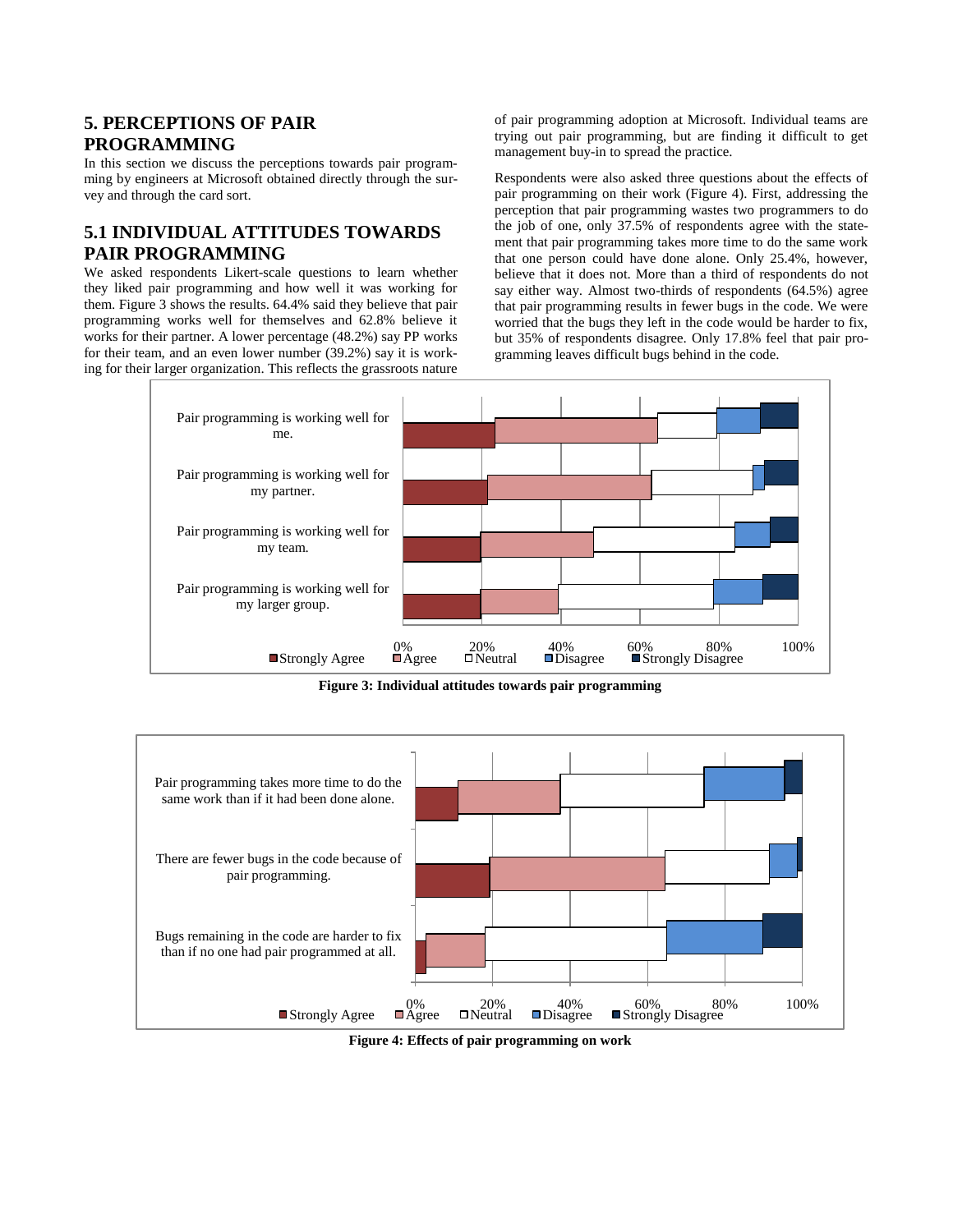## 5. PERCEPTIONS OF PAIR PROGRAMMING

In this section we discuss the perceptions towards pair programming by engineers at Microsoft obtained directly through the survey and through the card sort.

### 5.1 INDIVIDUAL ATTITUDES TOWARDS PAIR PROGRAMMING

We asked respondents Likert-scale questions to learn whether they liked pair programming and how well it was working for them. Figure 3 shows the results. 64.4% said they believe that pair programming works well for themselves and 62.8% believe it works for their partner. A lower percentage (48.2%) say PP works for their team, and an even lower number (39.2%) say it is working for their larger organization. This reflects the grassroots nature of pair programming adoption at Microsoft. Individual teams are trying out pair programming, but are finding it difficult to get management buy-in to spread the practice.

Respondents were also asked three questions about the effects of pair programming on their work (Figure 4). First, addressing the perception that pair programming wastes two programmers to do the job of one, only 37.5% of respondents agree with the statement that pair programming takes more time to do the same work that one person could have done alone. Only 25.4%, however, believe that it does not. More than a third of respondents do not say either way. Almost two-thirds of respondents (64.5%) agree that pair programming results in fewer bugs in the code. We were worried that the bugs they left in the code would be harder to fix, but 35% of respondents disagree. Only 17.8% feel that pair programming leaves difficult bugs behind in the code.

**Figure 3: Individual attitudes towards pair programming**

**Figure 4: Effects of pair programming on work**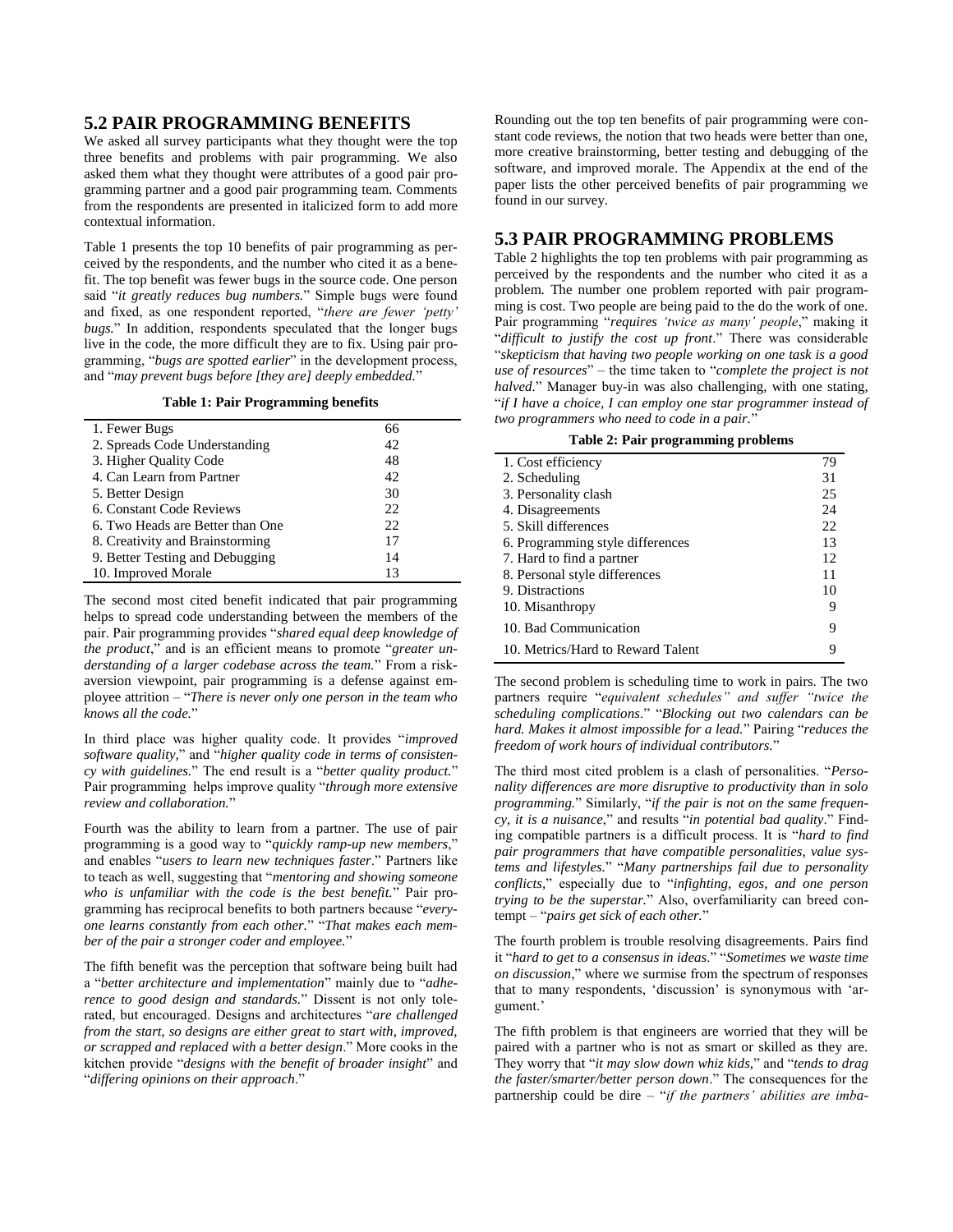## 5.2 PAIR PROGRAMMING BENEFITS

We asked all survey participants what they thought were the top three benefits and problems with pair programming. We also asked them what they thought were attributes of a good pair programming partner and a good pair programming team. Comments from the respondents are presented in italicized form to add more contextual information.

Table 1 presents the top 10 benefits of pair programming as perceived by the respondents, and the number who cited it as a benefit. The top benefit was fewer bugs in the source code. One person said "*it greatly reduces bug numbers.*" Simple bugs were found and fixed, as one respondent reported, "*there are fewer 'petty' bugs.*" In addition, respondents speculated that the longer bugs live in the code, the more difficult they are to fix. Using pair programming, "*bugs are spotted earlier*" in the development process, and "*may prevent bugs before [they are] deeply embedded.*"

**Table 1: Pair Programming benefits**

| | |
|---|---|
| 1. Fewer Bugs | 66 |
| 2. Spreads Code Understanding | 42 |
| 3. Higher Quality Code | 48 |
| 4. Can Learn from Partner | 42 |
| 5. Better Design | 30 |
| 6. Constant Code Reviews | 22 |
| 6. Two Heads are Better than One | 22 |
| 8. Creativity and Brainstorming | 17 |
| 9. Better Testing and Debugging | 14 |
| 10. Improved Morale | 13 |

The second most cited benefit indicated that pair programming helps to spread code understanding between the members of the pair. Pair programming provides "*shared equal deep knowledge of the product*," and is an efficient means to promote "*greater understanding of a larger codebase across the team.*" From a risk-aversion viewpoint, pair programming is a defense against employee attrition – "*There is never only one person in the team who knows all the code.*"

In third place was higher quality code. It provides "*improved software quality,*" and "*higher quality code in terms of consistency with guidelines.*" The end result is a "*better quality product.*" Pair programming helps improve quality "*through more extensive review and collaboration.*"

Fourth was the ability to learn from a partner. The use of pair programming is a good way to "*quickly ramp-up new members*," and enables "*users to learn new techniques faster*." Partners like to teach as well, suggesting that "*mentoring and showing someone who is unfamiliar with the code is the best benefit.*" Pair programming has reciprocal benefits to both partners because "*everyone learns constantly from each other.*" "*That makes each member of the pair a stronger coder and employee.*"

The fifth benefit was the perception that software being built had a "*better architecture and implementation*" mainly due to "*adherence to good design and standards.*" Dissent is not only tolerated, but encouraged. Designs and architectures "*are challenged from the start, so designs are either great to start with, improved, or scrapped and replaced with a better design*." More cooks in the kitchen provide "*designs with the benefit of broader insight*" and "*differing opinions on their approach*."

Rounding out the top ten benefits of pair programming were constant code reviews, the notion that two heads were better than one, more creative brainstorming, better testing and debugging of the software, and improved morale. The Appendix at the end of the paper lists the other perceived benefits of pair programming we found in our survey.

## 5.3 PAIR PROGRAMMING PROBLEMS

Table 2 highlights the top ten problems with pair programming as perceived by the respondents and the number who cited it as a problem. The number one problem reported with pair programming is cost. Two people are being paid to the do the work of one. Pair programming "*requires 'twice as many' people*," making it "*difficult to justify the cost up front*." There was considerable "*skepticism that having two people working on one task is a good use of resources*" – the time taken to "*complete the project is not halved.*" Manager buy-in was also challenging, with one stating, "*if I have a choice, I can employ one star programmer instead of two programmers who need to code in a pair.*"

**Table 2: Pair programming problems**

| | |
|---|---|
| 1. Cost efficiency | 79 |
| 2. Scheduling | 31 |
| 3. Personality clash | 25 |
| 4. Disagreements | 24 |
| 5. Skill differences | 22 |
| 6. Programming style differences | 13 |
| 7. Hard to find a partner | 12 |
| 8. Personal style differences | 11 |
| 9. Distractions | 10 |
| 10. Misanthropy | 9 |
| 10. Bad Communication | 9 |
| 10. Metrics/Hard to Reward Talent | 9 |

The second problem is scheduling time to work in pairs. The two partners require "*equivalent schedules" and suffer "twice the scheduling complications*." "*Blocking out two calendars can be hard. Makes it almost impossible for a lead.*" Pairing "*reduces the freedom of work hours of individual contributors.*"

The third most cited problem is a clash of personalities. "*Personality differences are more disruptive to productivity than in solo programming.*" Similarly, "*if the pair is not on the same frequency, it is a nuisance*," and results "*in potential bad quality*." Finding compatible partners is a difficult process. It is "*hard to find pair programmers that have compatible personalities, value systems and lifestyles.*" "*Many partnerships fail due to personality conflicts,*" especially due to "*infighting, egos, and one person trying to be the superstar.*" Also, overfamiliarity can breed contempt – "*pairs get sick of each other.*"

The fourth problem is trouble resolving disagreements. Pairs find it "*hard to get to a consensus in ideas*." "*Sometimes we waste time on discussion*," where we surmise from the spectrum of responses that to many respondents, 'discussion' is synonymous with 'argument.'

The fifth problem is that engineers are worried that they will be paired with a partner who is not as smart or skilled as they are. They worry that "*it may slow down whiz kids,*" and "*tends to drag the faster/smarter/better person down*." The consequences for the partnership could be dire – "*if the partners' abilities are imba-*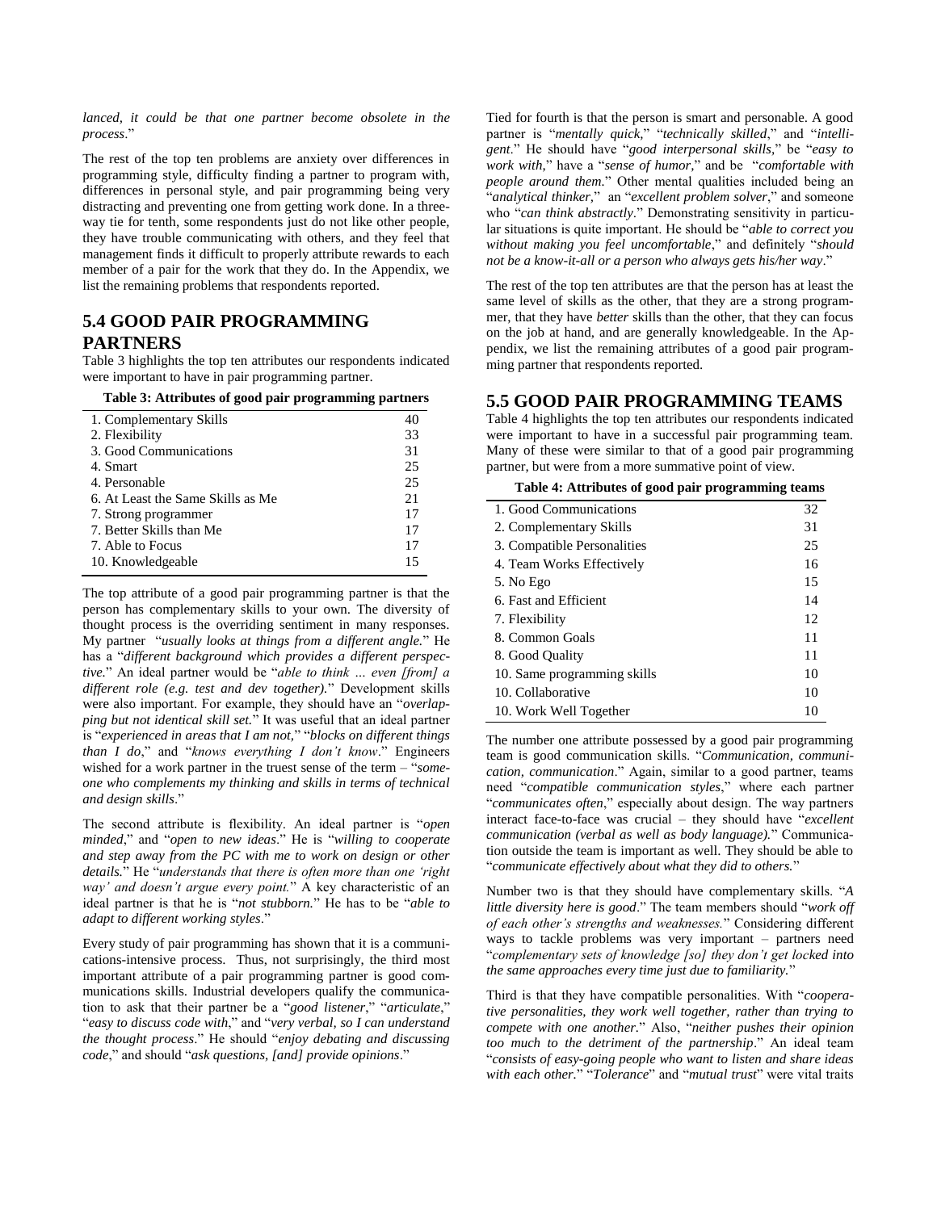*lanced, it could be that one partner become obsolete in the process*."

The rest of the top ten problems are anxiety over differences in programming style, difficulty finding a partner to program with, differences in personal style, and pair programming being very distracting and preventing one from getting work done. In a three-way tie for tenth, some respondents just do not like other people, they have trouble communicating with others, and they feel that management finds it difficult to properly attribute rewards to each member of a pair for the work that they do. In the Appendix, we list the remaining problems that respondents reported.

## 5.4 GOOD PAIR PROGRAMMING PARTNERS

Table 3 highlights the top ten attributes our respondents indicated were important to have in pair programming partner.

**Table 3: Attributes of good pair programming partners**

| | |
|---|---|
| 1. Complementary Skills | 40 |
| 2. Flexibility | 33 |
| 3. Good Communications | 31 |
| 4. Smart | 25 |
| 4. Personable | 25 |
| 6. At Least the Same Skills as Me | 21 |
| 7. Strong programmer | 17 |
| 7. Better Skills than Me | 17 |
| 7. Able to Focus | 17 |
| 10. Knowledgeable | 15 |

The top attribute of a good pair programming partner is that the person has complementary skills to your own. The diversity of thought process is the overriding sentiment in many responses. My partner "*usually looks at things from a different angle.*" He has a "*different background which provides a different perspective.*" An ideal partner would be "*able to think ... even [from] a different role (e.g. test and dev together).*" Development skills were also important. For example, they should have an "*overlapping but not identical skill set.*" It was useful that an ideal partner is "*experienced in areas that I am not,*" "*blocks on different things than I do*," and "*knows everything I don't know*." Engineers wished for a work partner in the truest sense of the term – "*someone who complements my thinking and skills in terms of technical and design skills*."

The second attribute is flexibility. An ideal partner is "*open minded*," and "*open to new ideas*." He is "*willing to cooperate and step away from the PC with me to work on design or other details.*" He "*understands that there is often more than one 'right way' and doesn't argue every point.*" A key characteristic of an ideal partner is that he is "*not stubborn.*" He has to be "*able to adapt to different working styles*."

Every study of pair programming has shown that it is a communications-intensive process. Thus, not surprisingly, the third most important attribute of a pair programming partner is good communications skills. Industrial developers qualify the communication to ask that their partner be a "*good listener*," "*articulate*," "*easy to discuss code with*," and "*very verbal, so I can understand the thought process*." He should "*enjoy debating and discussing code*," and should "*ask questions, [and] provide opinions*."

Tied for fourth is that the person is smart and personable. A good partner is "*mentally quick*," "*technically skilled*," and "*intelligent*." He should have "*good interpersonal skills*," be "*easy to work with*," have a "*sense of humor*," and be "*comfortable with people around them*." Other mental qualities included being an "*analytical thinker*," an "*excellent problem solver*," and someone who "*can think abstractly*." Demonstrating sensitivity in particular situations is quite important. He should be "*able to correct you without making you feel uncomfortable*," and definitely "*should not be a know-it-all or a person who always gets his/her way*."

The rest of the top ten attributes are that the person has at least the same level of skills as the other, that they are a strong programmer, that they have *better* skills than the other, that they can focus on the job at hand, and are generally knowledgeable. In the Appendix, we list the remaining attributes of a good pair programming partner that respondents reported.

## 5.5 GOOD PAIR PROGRAMMING TEAMS

Table 4 highlights the top ten attributes our respondents indicated were important to have in a successful pair programming team. Many of these were similar to that of a good pair programming partner, but were from a more summative point of view.

**Table 4: Attributes of good pair programming teams**

| | |
|---|---|
| 1. Good Communications | 32 |
| 2. Complementary Skills | 31 |
| 3. Compatible Personalities | 25 |
| 4. Team Works Effectively | 16 |
| 5. No Ego | 15 |
| 6. Fast and Efficient | 14 |
| 7. Flexibility | 12 |
| 8. Common Goals | 11 |
| 8. Good Quality | 11 |
| 10. Same programming skills | 10 |
| 10. Collaborative | 10 |
| 10. Work Well Together | 10 |

The number one attribute possessed by a good pair programming team is good communication skills. "*Communication, communication, communication*." Again, similar to a good partner, teams need "*compatible communication styles*," where each partner "*communicates often*," especially about design. The way partners interact face-to-face was crucial – they should have "*excellent communication (verbal as well as body language).*" Communication outside the team is important as well. They should be able to "*communicate effectively about what they did to others.*"

Number two is that they should have complementary skills. "*A little diversity here is good*." The team members should "*work off of each other's strengths and weaknesses.*" Considering different ways to tackle problems was very important – partners need "*complementary sets of knowledge [so] they don't get locked into the same approaches every time just due to familiarity.*"

Third is that they have compatible personalities. With "*cooperative personalities, they work well together, rather than trying to compete with one another.*" Also, "*neither pushes their opinion too much to the detriment of the partnership*." An ideal team "*consists of easy-going people who want to listen and share ideas with each other.*" "*Tolerance*" and "*mutual trust*" were vital traits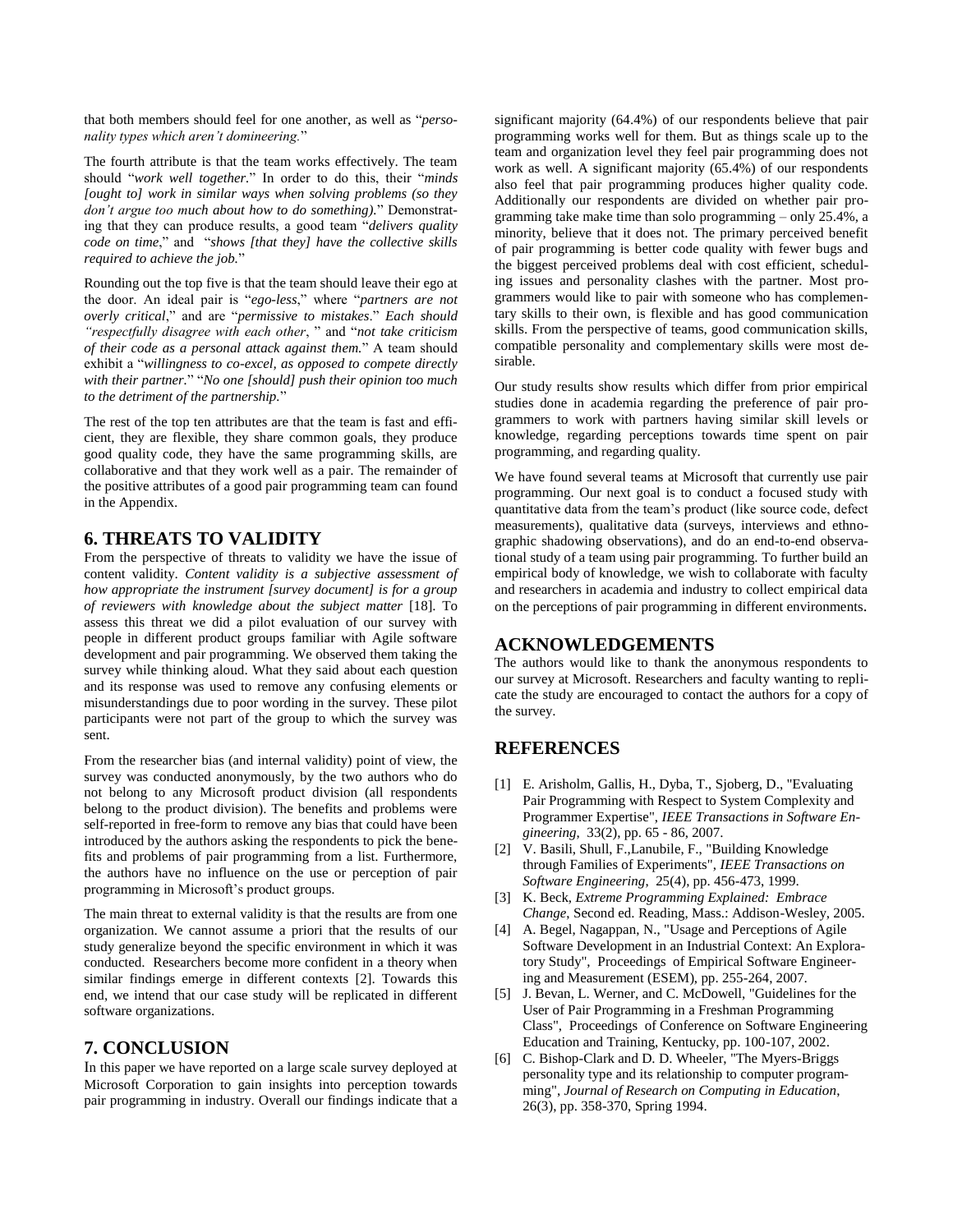that both members should feel for one another, as well as "*personality types which aren't domineering.*"

The fourth attribute is that the team works effectively. The team should "*work well together.*" In order to do this, their "*minds [ought to] work in similar ways when solving problems (so they don't argue too much about how to do something).*" Demonstrating that they can produce results, a good team "*delivers quality code on time*," and "*shows [that they] have the collective skills required to achieve the job.*"

Rounding out the top five is that the team should leave their ego at the door. An ideal pair is "*ego-less*," where "*partners are not overly critical*," and are "*permissive to mistakes*." *Each should "respectfully disagree with each other*, " and "*not take criticism of their code as a personal attack against them.*" A team should exhibit a "*willingness to co-excel, as opposed to compete directly with their partner.*" "*No one [should] push their opinion too much to the detriment of the partnership.*"

The rest of the top ten attributes are that the team is fast and efficient, they are flexible, they share common goals, they produce good quality code, they have the same programming skills, are collaborative and that they work well as a pair. The remainder of the positive attributes of a good pair programming team can found in the Appendix.

## 6. THREATS TO VALIDITY

From the perspective of threats to validity we have the issue of content validity. *Content validity is a subjective assessment of how appropriate the instrument [survey document] is for a group of reviewers with knowledge about the subject matter* [18]. To assess this threat we did a pilot evaluation of our survey with people in different product groups familiar with Agile software development and pair programming. We observed them taking the survey while thinking aloud. What they said about each question and its response was used to remove any confusing elements or misunderstandings due to poor wording in the survey. These pilot participants were not part of the group to which the survey was sent.

From the researcher bias (and internal validity) point of view, the survey was conducted anonymously, by the two authors who do not belong to any Microsoft product division (all respondents belong to the product division). The benefits and problems were self-reported in free-form to remove any bias that could have been introduced by the authors asking the respondents to pick the benefits and problems of pair programming from a list. Furthermore, the authors have no influence on the use or perception of pair programming in Microsoft's product groups.

The main threat to external validity is that the results are from one organization. We cannot assume a priori that the results of our study generalize beyond the specific environment in which it was conducted. Researchers become more confident in a theory when similar findings emerge in different contexts [2]. Towards this end, we intend that our case study will be replicated in different software organizations.

## 7. CONCLUSION

In this paper we have reported on a large scale survey deployed at Microsoft Corporation to gain insights into perception towards pair programming in industry. Overall our findings indicate that a significant majority (64.4%) of our respondents believe that pair programming works well for them. But as things scale up to the team and organization level they feel pair programming does not work as well. A significant majority (65.4%) of our respondents also feel that pair programming produces higher quality code. Additionally our respondents are divided on whether pair programming take make time than solo programming – only 25.4%, a minority, believe that it does not. The primary perceived benefit of pair programming is better code quality with fewer bugs and the biggest perceived problems deal with cost efficient, scheduling issues and personality clashes with the partner. Most programmers would like to pair with someone who has complementary skills to their own, is flexible and has good communication skills. From the perspective of teams, good communication skills, compatible personality and complementary skills were most desirable.

Our study results show results which differ from prior empirical studies done in academia regarding the preference of pair programmers to work with partners having similar skill levels or knowledge, regarding perceptions towards time spent on pair programming, and regarding quality.

We have found several teams at Microsoft that currently use pair programming. Our next goal is to conduct a focused study with quantitative data from the team's product (like source code, defect measurements), qualitative data (surveys, interviews and ethnographic shadowing observations), and do an end-to-end observational study of a team using pair programming. To further build an empirical body of knowledge, we wish to collaborate with faculty and researchers in academia and industry to collect empirical data on the perceptions of pair programming in different environments.

## ACKNOWLEDGEMENTS

The authors would like to thank the anonymous respondents to our survey at Microsoft. Researchers and faculty wanting to replicate the study are encouraged to contact the authors for a copy of the survey.

## REFERENCES

[1] E. Arisholm, Gallis, H., Dyba, T., Sjoberg, D., "Evaluating Pair Programming with Respect to System Complexity and Programmer Expertise", *IEEE Transactions in Software Engineering*, 33(2), pp. 65 - 86, 2007.

[2] V. Basili, Shull, F.,Lanubile, F., "Building Knowledge through Families of Experiments", *IEEE Transactions on Software Engineering*, 25(4), pp. 456-473, 1999.

[3] K. Beck, *Extreme Programming Explained: Embrace Change*, Second ed. Reading, Mass.: Addison-Wesley, 2005.

[4] A. Begel, Nagappan, N., "Usage and Perceptions of Agile Software Development in an Industrial Context: An Exploratory Study", Proceedings of Empirical Software Engineering and Measurement (ESEM), pp. 255-264, 2007.

[5] J. Bevan, L. Werner, and C. McDowell, "Guidelines for the User of Pair Programming in a Freshman Programming Class", Proceedings of Conference on Software Engineering Education and Training, Kentucky, pp. 100-107, 2002.

[6] C. Bishop-Clark and D. D. Wheeler, "The Myers-Briggs personality type and its relationship to computer programming", *Journal of Research on Computing in Education*, 26(3), pp. 358-370, Spring 1994.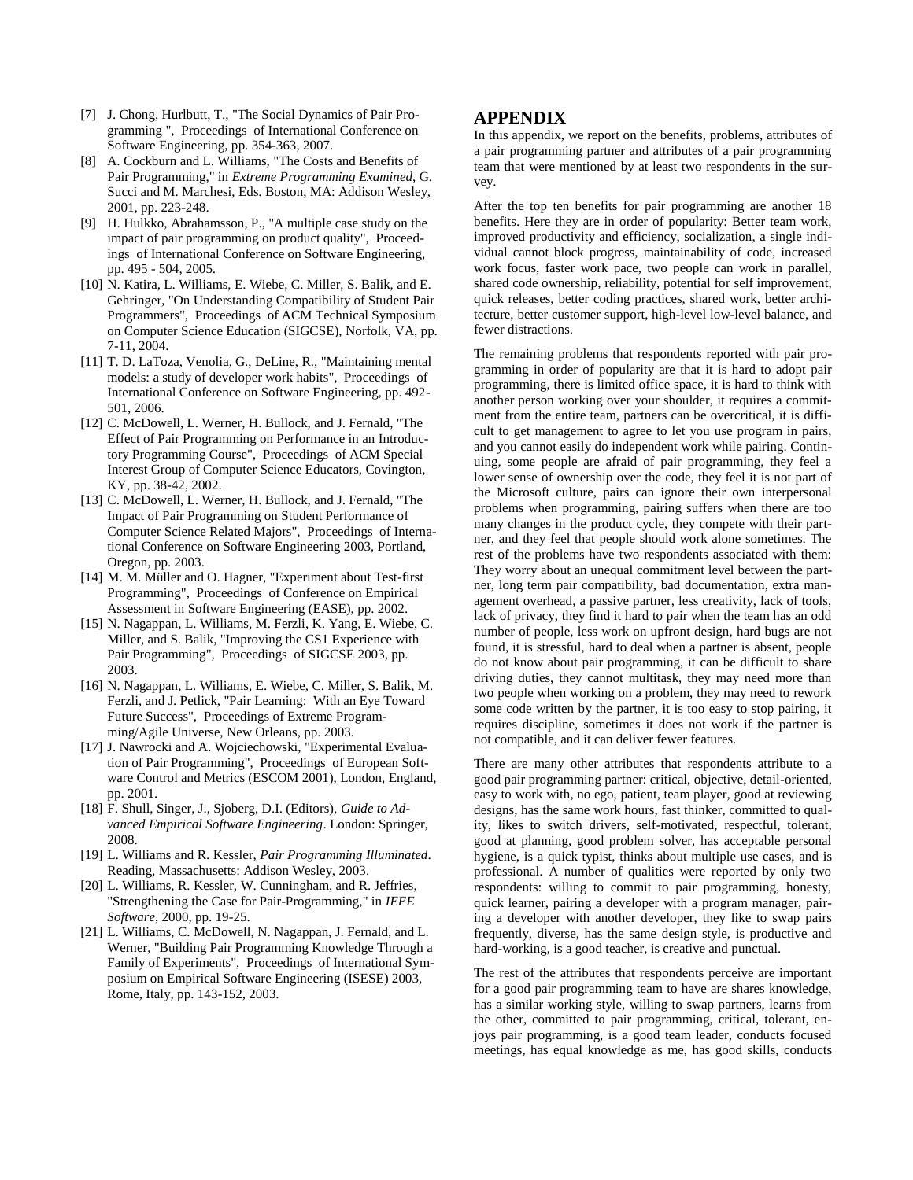[7] J. Chong, Hurlbutt, T., "The Social Dynamics of Pair Programming ", Proceedings of International Conference on Software Engineering, pp. 354-363, 2007.

[8] A. Cockburn and L. Williams, "The Costs and Benefits of Pair Programming," in *Extreme Programming Examined*, G. Succi and M. Marchesi, Eds. Boston, MA: Addison Wesley, 2001, pp. 223-248.

[9] H. Hulkko, Abrahamsson, P., "A multiple case study on the impact of pair programming on product quality", Proceedings of International Conference on Software Engineering, pp. 495 - 504, 2005.

[10] N. Katira, L. Williams, E. Wiebe, C. Miller, S. Balik, and E. Gehringer, "On Understanding Compatibility of Student Pair Programmers", Proceedings of ACM Technical Symposium on Computer Science Education (SIGCSE), Norfolk, VA, pp. 7-11, 2004.

[11] T. D. LaToza, Venolia, G., DeLine, R., "Maintaining mental models: a study of developer work habits", Proceedings of International Conference on Software Engineering, pp. 492-501, 2006.

[12] C. McDowell, L. Werner, H. Bullock, and J. Fernald, "The Effect of Pair Programming on Performance in an Introductory Programming Course", Proceedings of ACM Special Interest Group of Computer Science Educators, Covington, KY, pp. 38-42, 2002.

[13] C. McDowell, L. Werner, H. Bullock, and J. Fernald, "The Impact of Pair Programming on Student Performance of Computer Science Related Majors", Proceedings of International Conference on Software Engineering 2003, Portland, Oregon, pp. 2003.

[14] M. M. Müller and O. Hagner, "Experiment about Test-first Programming", Proceedings of Conference on Empirical Assessment in Software Engineering (EASE), pp. 2002.

[15] N. Nagappan, L. Williams, M. Ferzli, K. Yang, E. Wiebe, C. Miller, and S. Balik, "Improving the CS1 Experience with Pair Programming", Proceedings of SIGCSE 2003, pp. 2003.

[16] N. Nagappan, L. Williams, E. Wiebe, C. Miller, S. Balik, M. Ferzli, and J. Petlick, "Pair Learning: With an Eye Toward Future Success", Proceedings of Extreme Programming/Agile Universe, New Orleans, pp. 2003.

[17] J. Nawrocki and A. Wojciechowski, "Experimental Evaluation of Pair Programming", Proceedings of European Software Control and Metrics (ESCOM 2001), London, England, pp. 2001.

[18] F. Shull, Singer, J., Sjoberg, D.I. (Editors), *Guide to Advanced Empirical Software Engineering*. London: Springer, 2008.

[19] L. Williams and R. Kessler, *Pair Programming Illuminated*. Reading, Massachusetts: Addison Wesley, 2003.

[20] L. Williams, R. Kessler, W. Cunningham, and R. Jeffries, "Strengthening the Case for Pair-Programming," in *IEEE Software*, 2000, pp. 19-25.

[21] L. Williams, C. McDowell, N. Nagappan, J. Fernald, and L. Werner, "Building Pair Programming Knowledge Through a Family of Experiments", Proceedings of International Symposium on Empirical Software Engineering (ISESE) 2003, Rome, Italy, pp. 143-152, 2003.

## APPENDIX

In this appendix, we report on the benefits, problems, attributes of a pair programming partner and attributes of a pair programming team that were mentioned by at least two respondents in the survey.

After the top ten benefits for pair programming are another 18 benefits. Here they are in order of popularity: Better team work, improved productivity and efficiency, socialization, a single individual cannot block progress, maintainability of code, increased work focus, faster work pace, two people can work in parallel, shared code ownership, reliability, potential for self improvement, quick releases, better coding practices, shared work, better architecture, better customer support, high-level low-level balance, and fewer distractions.

The remaining problems that respondents reported with pair programming in order of popularity are that it is hard to adopt pair programming, there is limited office space, it is hard to think with another person working over your shoulder, it requires a commitment from the entire team, partners can be overcritical, it is difficult to get management to agree to let you use program in pairs, and you cannot easily do independent work while pairing. Continuing, some people are afraid of pair programming, they feel a lower sense of ownership over the code, they feel it is not part of the Microsoft culture, pairs can ignore their own interpersonal problems when programming, pairing suffers when there are too many changes in the product cycle, they compete with their partner, and they feel that people should work alone sometimes. The rest of the problems have two respondents associated with them: They worry about an unequal commitment level between the partner, long term pair compatibility, bad documentation, extra management overhead, a passive partner, less creativity, lack of tools, lack of privacy, they find it hard to pair when the team has an odd number of people, less work on upfront design, hard bugs are not found, it is stressful, hard to deal when a partner is absent, people do not know about pair programming, it can be difficult to share driving duties, they cannot multitask, they may need more than two people when working on a problem, they may need to rework some code written by the partner, it is too easy to stop pairing, it requires discipline, sometimes it does not work if the partner is not compatible, and it can deliver fewer features.

There are many other attributes that respondents attribute to a good pair programming partner: critical, objective, detail-oriented, easy to work with, no ego, patient, team player, good at reviewing designs, has the same work hours, fast thinker, committed to quality, likes to switch drivers, self-motivated, respectful, tolerant, good at planning, good problem solver, has acceptable personal hygiene, is a quick typist, thinks about multiple use cases, and is professional. A number of qualities were reported by only two respondents: willing to commit to pair programming, honesty, quick learner, pairing a developer with a program manager, pairing a developer with another developer, they like to swap pairs frequently, diverse, has the same design style, is productive and hard-working, is a good teacher, is creative and punctual.

The rest of the attributes that respondents perceive are important for a good pair programming team to have are shares knowledge, has a similar working style, willing to swap partners, learns from the other, committed to pair programming, critical, tolerant, enjoys pair programming, is a good team leader, conducts focused meetings, has equal knowledge as me, has good skills, conducts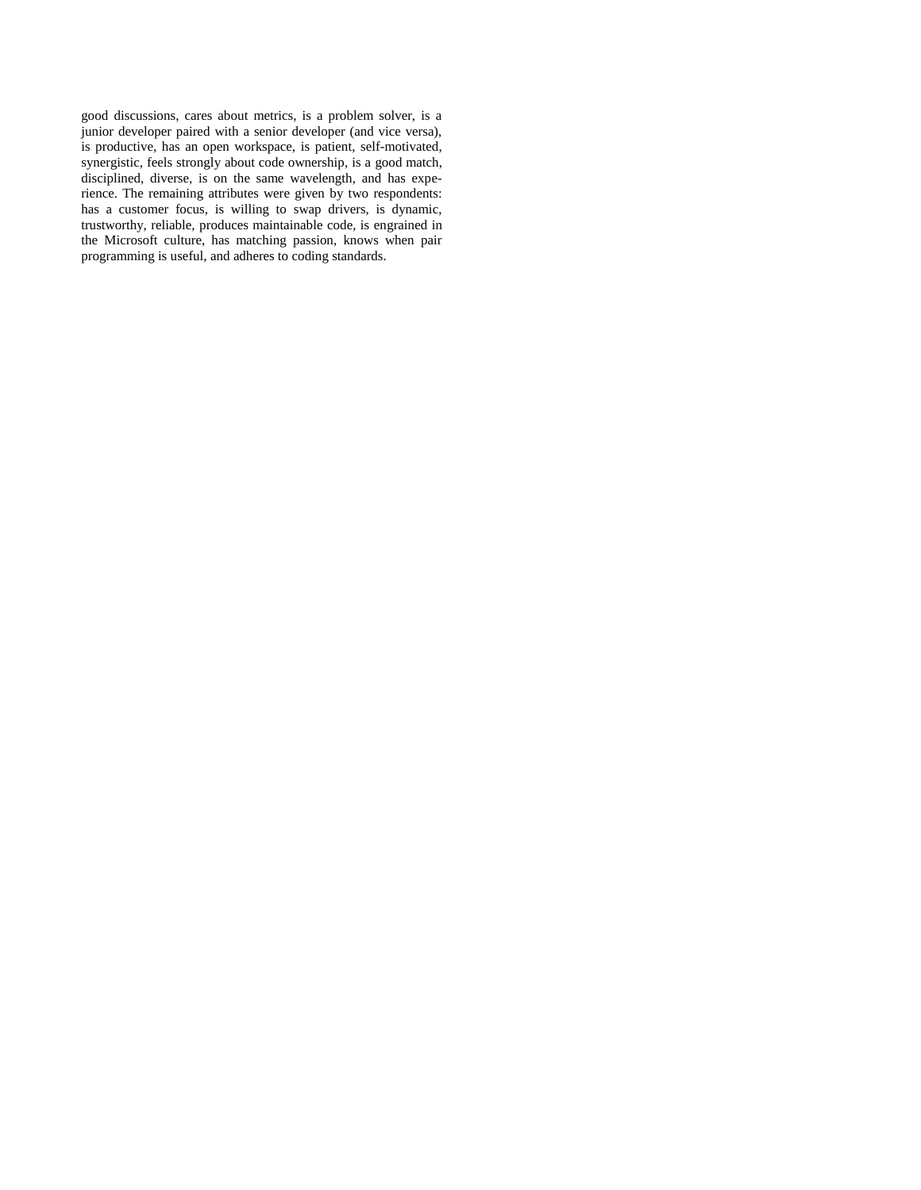good discussions, cares about metrics, is a problem solver, is a junior developer paired with a senior developer (and vice versa), is productive, has an open workspace, is patient, self-motivated, synergistic, feels strongly about code ownership, is a good match, disciplined, diverse, is on the same wavelength, and has experience. The remaining attributes were given by two respondents: has a customer focus, is willing to swap drivers, is dynamic, trustworthy, reliable, produces maintainable code, is engrained in the Microsoft culture, has matching passion, knows when pair programming is useful, and adheres to coding standards.